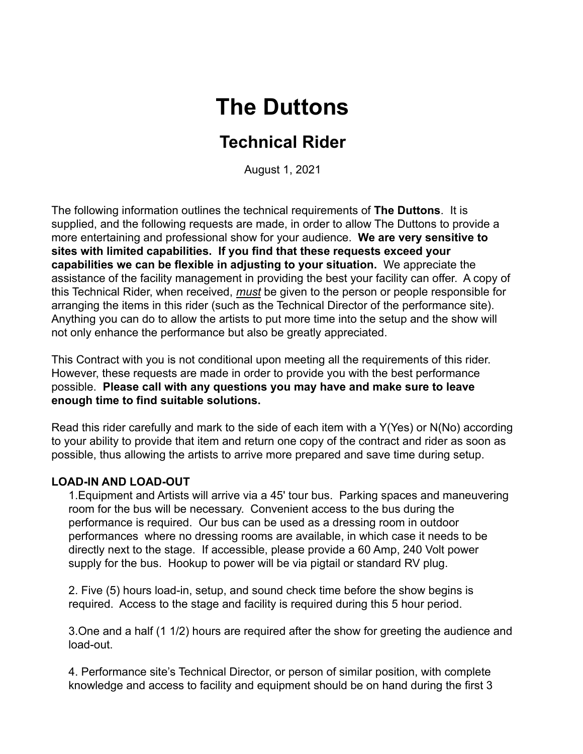# The Duttons

## Technical Rider

August 1, 2021

The following information outlines the technical requirements of **The Duttons**. It is supplied, and the following requests are made, in order to allow The Duttons to provide a more entertaining and professional show for your audience. **We are very sensitive to sites with limited capabilities. If you find that these requests exceed your capabilities we can be flexible in adjusting to your situation.** We appreciate the assistance of the facility management in providing the best your facility can offer. A copy of this Technical Rider, when received, *must* be given to the person or people responsible for arranging the items in this rider (such as the Technical Director of the performance site). Anything you can do to allow the artists to put more time into the setup and the show will not only enhance the performance but also be greatly appreciated.

This Contract with you is not conditional upon meeting all the requirements of this rider. However, these requests are made in order to provide you with the best performance possible. **Please call with any questions you may have and make sure to leave enough time to find suitable solutions.**

Read this rider carefully and mark to the side of each item with a Y(Yes) or N(No) according to your ability to provide that item and return one copy of the contract and rider as soon as possible, thus allowing the artists to arrive more prepared and save time during setup.

**LOAD-IN AND LOAD-OUT**

1.Equipment and Artists will arrive via a 45' tour bus. Parking spaces and maneuvering room for the bus will be necessary. Convenient access to the bus during the performance is required. Our bus can be used as a dressing room in outdoor performances where no dressing rooms are available, in which case it needs to be directly next to the stage. If accessible, please provide a 60 Amp, 240 Volt power supply for the bus. Hookup to power will be via pigtail or standard RV plug.

2. Five (5) hours load-in, setup, and sound check time before the show begins is required. Access to the stage and facility is required during this 5 hour period.

3.One and a half (1 1/2) hours are required after the show for greeting the audience and load-out.

4. Performance site's Technical Director, or person of similar position, with complete knowledge and access to facility and equipment should be on hand during the first 3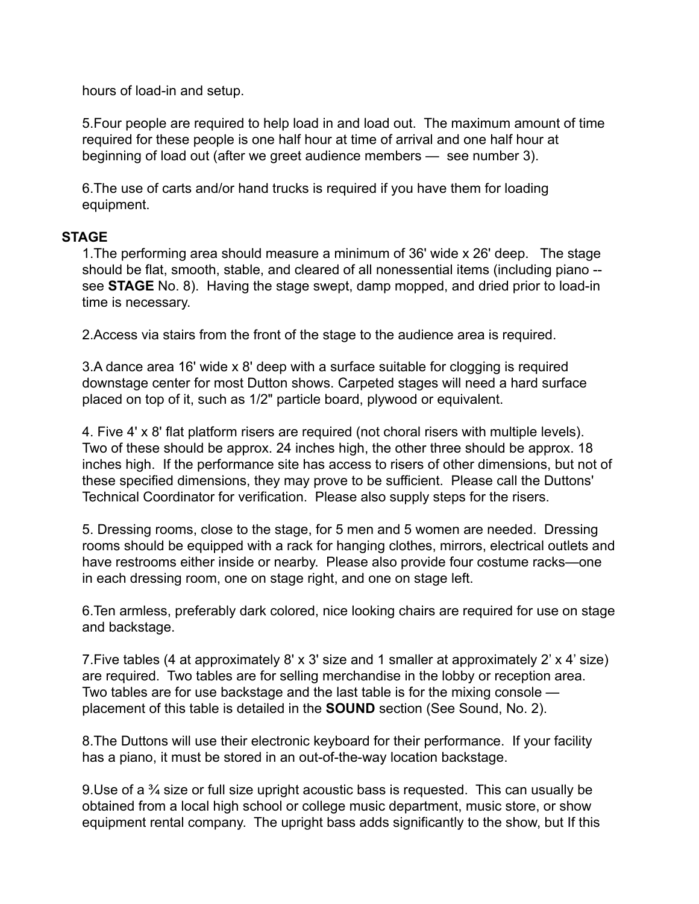hours of load-in and setup.

5.Four people are required to help load in and load out. The maximum amount of time required for these people is one half hour at time of arrival and one half hour at beginning of load out (after we greet audience members — see number 3).

6.The use of carts and/or hand trucks is required if you have them for loading equipment.

**STAGE**

1.The performing area should measure a minimum of 36' wide x 26' deep. The stage should be flat, smooth, stable, and cleared of all nonessential items (including piano -- see **STAGE** No. 8). Having the stage swept, damp mopped, and dried prior to load-in time is necessary.

2.Access via stairs from the front of the stage to the audience area is required.

3.A dance area 16' wide x 8' deep with a surface suitable for clogging is required downstage center for most Dutton shows. Carpeted stages will need a hard surface placed on top of it, such as 1/2" particle board, plywood or equivalent.

4. Five 4' x 8' flat platform risers are required (not choral risers with multiple levels). Two of these should be approx. 24 inches high, the other three should be approx. 18 inches high. If the performance site has access to risers of other dimensions, but not of these specified dimensions, they may prove to be sufficient. Please call the Duttons' Technical Coordinator for verification. Please also supply steps for the risers.

5. Dressing rooms, close to the stage, for 5 men and 5 women are needed. Dressing rooms should be equipped with a rack for hanging clothes, mirrors, electrical outlets and have restrooms either inside or nearby. Please also provide four costume racks—one in each dressing room, one on stage right, and one on stage left.

6.Ten armless, preferably dark colored, nice looking chairs are required for use on stage and backstage.

7.Five tables (4 at approximately 8' x 3' size and 1 smaller at approximately 2' x 4' size) are required. Two tables are for selling merchandise in the lobby or reception area. Two tables are for use backstage and the last table is for the mixing console — placement of this table is detailed in the **SOUND** section (See Sound, No. 2).

8.The Duttons will use their electronic keyboard for their performance. If your facility has a piano, it must be stored in an out-of-the-way location backstage.

9.Use of a ¾ size or full size upright acoustic bass is requested. This can usually be obtained from a local high school or college music department, music store, or show equipment rental company. The upright bass adds significantly to the show, but If this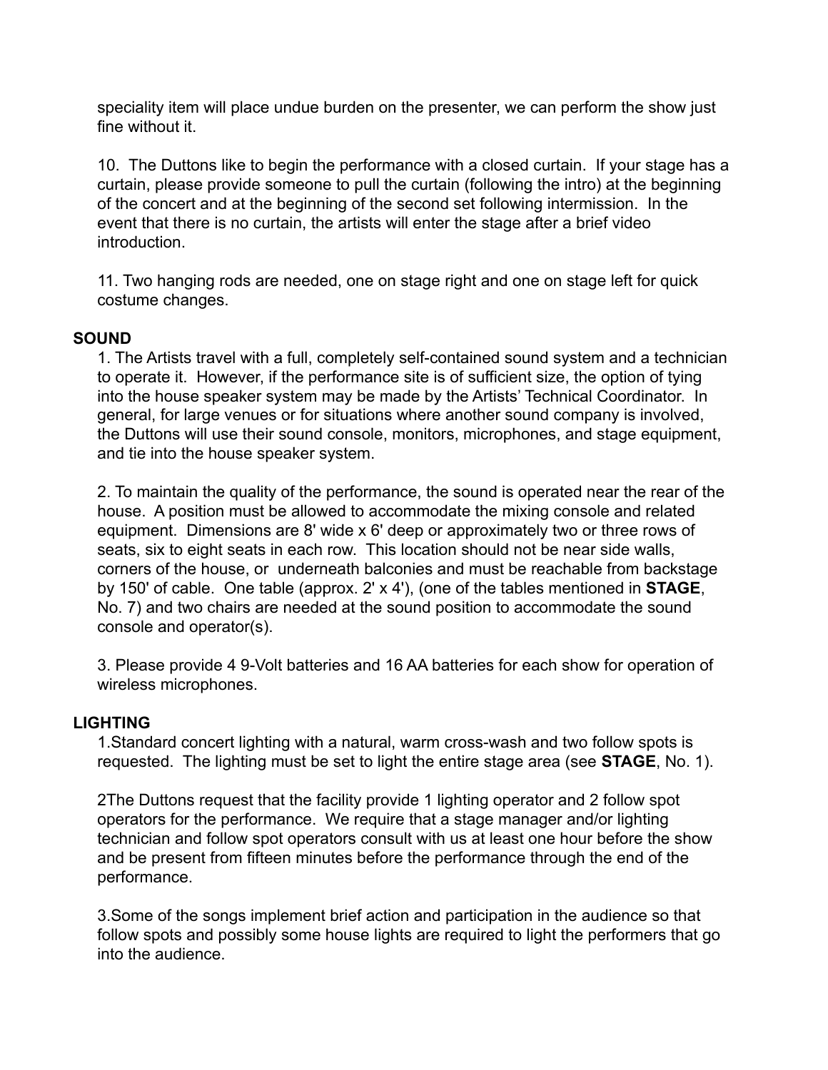speciality item will place undue burden on the presenter, we can perform the show just fine without it.

10. The Duttons like to begin the performance with a closed curtain. If your stage has a curtain, please provide someone to pull the curtain (following the intro) at the beginning of the concert and at the beginning of the second set following intermission. In the event that there is no curtain, the artists will enter the stage after a brief video introduction.

11. Two hanging rods are needed, one on stage right and one on stage left for quick costume changes.

**SOUND**

1. The Artists travel with a full, completely self-contained sound system and a technician to operate it. However, if the performance site is of sufficient size, the option of tying into the house speaker system may be made by the Artists' Technical Coordinator. In general, for large venues or for situations where another sound company is involved, the Duttons will use their sound console, monitors, microphones, and stage equipment, and tie into the house speaker system.

2. To maintain the quality of the performance, the sound is operated near the rear of the house. A position must be allowed to accommodate the mixing console and related equipment. Dimensions are 8' wide x 6' deep or approximately two or three rows of seats, six to eight seats in each row. This location should not be near side walls, corners of the house, or underneath balconies and must be reachable from backstage by 150' of cable. One table (approx. 2' x 4'), (one of the tables mentioned in **STAGE**, No. 7) and two chairs are needed at the sound position to accommodate the sound console and operator(s).

3. Please provide 4 9-Volt batteries and 16 AA batteries for each show for operation of wireless microphones.

**LIGHTING**

1.Standard concert lighting with a natural, warm cross-wash and two follow spots is requested. The lighting must be set to light the entire stage area (see **STAGE**, No. 1).

2The Duttons request that the facility provide 1 lighting operator and 2 follow spot operators for the performance. We require that a stage manager and/or lighting technician and follow spot operators consult with us at least one hour before the show and be present from fifteen minutes before the performance through the end of the performance.

3.Some of the songs implement brief action and participation in the audience so that follow spots and possibly some house lights are required to light the performers that go into the audience.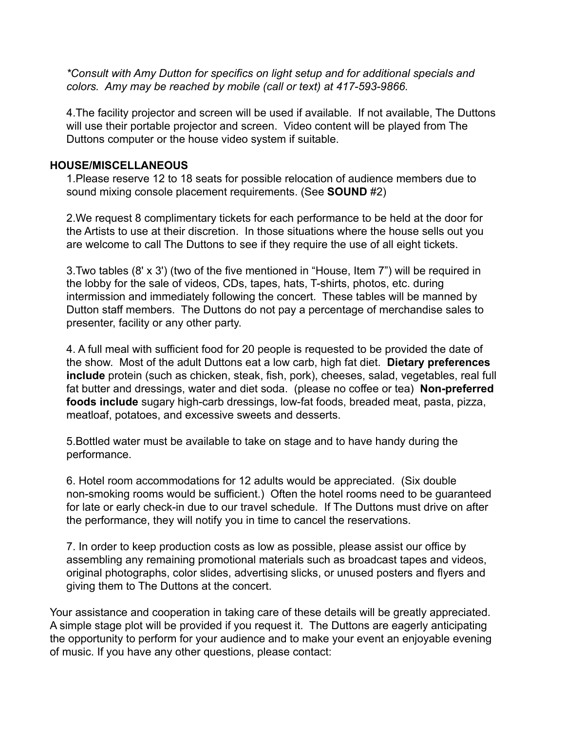*\*Consult with Amy Dutton for specifics on light setup and for additional specials and colors. Amy may be reached by mobile (call or text) at 417-593-9866.*

4.The facility projector and screen will be used if available. If not available, The Duttons will use their portable projector and screen. Video content will be played from The Duttons computer or the house video system if suitable.

**HOUSE/MISCELLANEOUS**

1.Please reserve 12 to 18 seats for possible relocation of audience members due to sound mixing console placement requirements. (See **SOUND** #2)

2.We request 8 complimentary tickets for each performance to be held at the door for the Artists to use at their discretion. In those situations where the house sells out you are welcome to call The Duttons to see if they require the use of all eight tickets.

3.Two tables (8' x 3') (two of the five mentioned in "House, Item 7") will be required in the lobby for the sale of videos, CDs, tapes, hats, T-shirts, photos, etc. during intermission and immediately following the concert. These tables will be manned by Dutton staff members. The Duttons do not pay a percentage of merchandise sales to presenter, facility or any other party.

4. A full meal with sufficient food for 20 people is requested to be provided the date of the show. Most of the adult Duttons eat a low carb, high fat diet. **Dietary preferences include** protein (such as chicken, steak, fish, pork), cheeses, salad, vegetables, real full fat butter and dressings, water and diet soda. (please no coffee or tea) **Non-preferred foods include** sugary high-carb dressings, low-fat foods, breaded meat, pasta, pizza, meatloaf, potatoes, and excessive sweets and desserts.

5.Bottled water must be available to take on stage and to have handy during the performance.

6. Hotel room accommodations for 12 adults would be appreciated. (Six double non-smoking rooms would be sufficient.) Often the hotel rooms need to be guaranteed for late or early check-in due to our travel schedule. If The Duttons must drive on after the performance, they will notify you in time to cancel the reservations.

7. In order to keep production costs as low as possible, please assist our office by assembling any remaining promotional materials such as broadcast tapes and videos, original photographs, color slides, advertising slicks, or unused posters and flyers and giving them to The Duttons at the concert.

Your assistance and cooperation in taking care of these details will be greatly appreciated. A simple stage plot will be provided if you request it. The Duttons are eagerly anticipating the opportunity to perform for your audience and to make your event an enjoyable evening of music. If you have any other questions, please contact: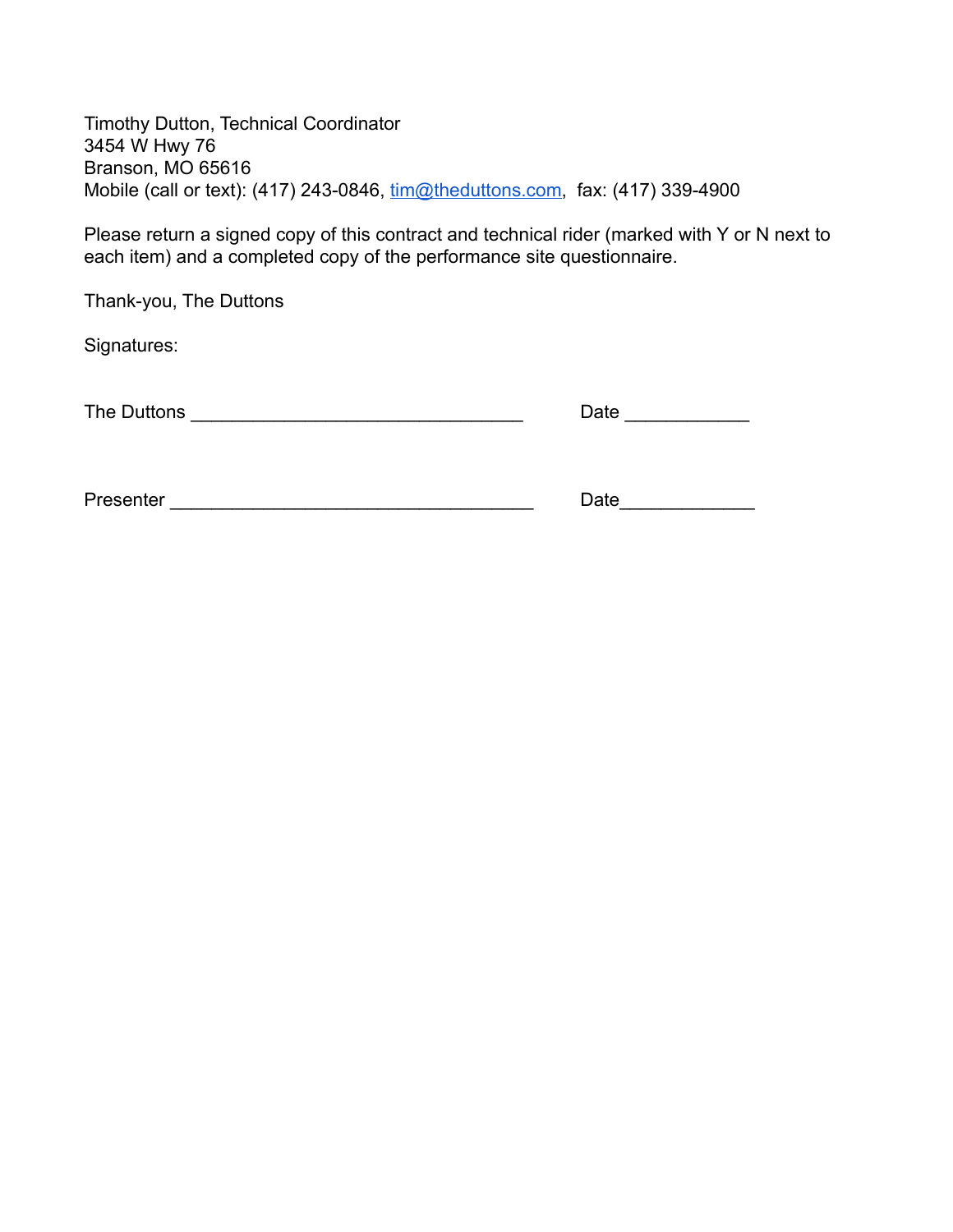Timothy Dutton, Technical Coordinator
3454 W Hwy 76
Branson, MO 65616
Mobile (call or text): (417) 243-0846, tim@theduttons.com, fax: (417) 339-4900

Please return a signed copy of this contract and technical rider (marked with Y or N next to each item) and a completed copy of the performance site questionnaire.

Thank-you, The Duttons

Signatures:

The Duttons ________________________________ Date ____________

Presenter ___________________________________ Date_____________